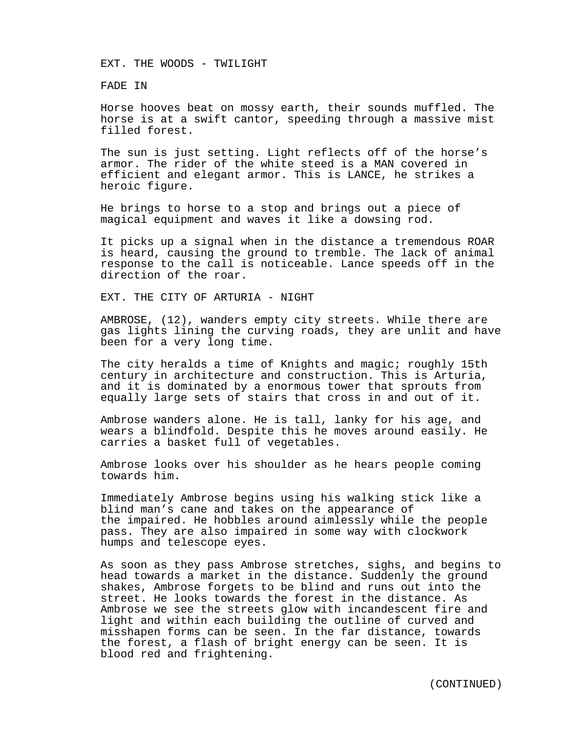EXT. THE WOODS - TWILIGHT

FADE IN

Horse hooves beat on mossy earth, their sounds muffled. The horse is at a swift cantor, speeding through a massive mist filled forest.

The sun is just setting. Light reflects off of the horse's armor. The rider of the white steed is a MAN covered in efficient and elegant armor. This is LANCE, he strikes a heroic figure.

He brings to horse to a stop and brings out a piece of magical equipment and waves it like a dowsing rod.

It picks up a signal when in the distance a tremendous ROAR is heard, causing the ground to tremble. The lack of animal response to the call is noticeable. Lance speeds off in the direction of the roar.

EXT. THE CITY OF ARTURIA - NIGHT

AMBROSE, (12), wanders empty city streets. While there are gas lights lining the curving roads, they are unlit and have been for a very long time.

The city heralds a time of Knights and magic; roughly 15th century in architecture and construction. This is Arturia, and it is dominated by a enormous tower that sprouts from equally large sets of stairs that cross in and out of it.

Ambrose wanders alone. He is tall, lanky for his age, and wears a blindfold. Despite this he moves around easily. He carries a basket full of vegetables.

Ambrose looks over his shoulder as he hears people coming towards him.

Immediately Ambrose begins using his walking stick like a blind man's cane and takes on the appearance of the impaired. He hobbles around aimlessly while the people pass. They are also impaired in some way with clockwork humps and telescope eyes.

As soon as they pass Ambrose stretches, sighs, and begins to head towards a market in the distance. Suddenly the ground shakes, Ambrose forgets to be blind and runs out into the street. He looks towards the forest in the distance. As Ambrose we see the streets glow with incandescent fire and light and within each building the outline of curved and misshapen forms can be seen. In the far distance, towards the forest, a flash of bright energy can be seen. It is blood red and frightening.

(CONTINUED)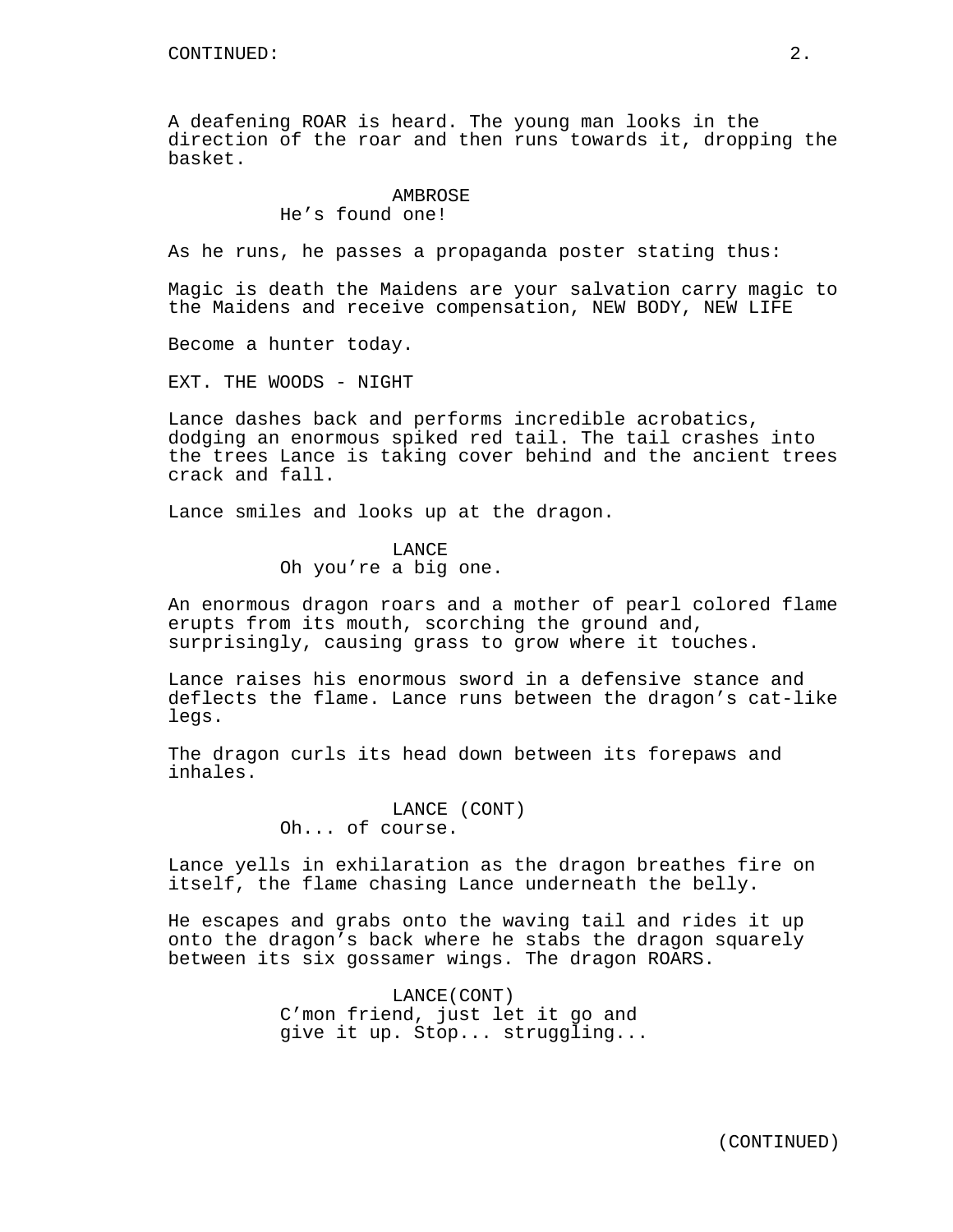A deafening ROAR is heard. The young man looks in the direction of the roar and then runs towards it, dropping the basket.

AMBROSE
He's found one!

As he runs, he passes a propaganda poster stating thus:

Magic is death the Maidens are your salvation carry magic to the Maidens and receive compensation, NEW BODY, NEW LIFE

Become a hunter today.

EXT. THE WOODS - NIGHT

Lance dashes back and performs incredible acrobatics, dodging an enormous spiked red tail. The tail crashes into the trees Lance is taking cover behind and the ancient trees crack and fall.

Lance smiles and looks up at the dragon.

LANCE
Oh you're a big one.

An enormous dragon roars and a mother of pearl colored flame erupts from its mouth, scorching the ground and, surprisingly, causing grass to grow where it touches.

Lance raises his enormous sword in a defensive stance and deflects the flame. Lance runs between the dragon's cat-like legs.

The dragon curls its head down between its forepaws and inhales.

LANCE (CONT)
Oh... of course.

Lance yells in exhilaration as the dragon breathes fire on itself, the flame chasing Lance underneath the belly.

He escapes and grabs onto the waving tail and rides it up onto the dragon's back where he stabs the dragon squarely between its six gossamer wings. The dragon ROARS.

LANCE(CONT)
C'mon friend, just let it go and give it up. Stop... struggling...

(CONTINUED)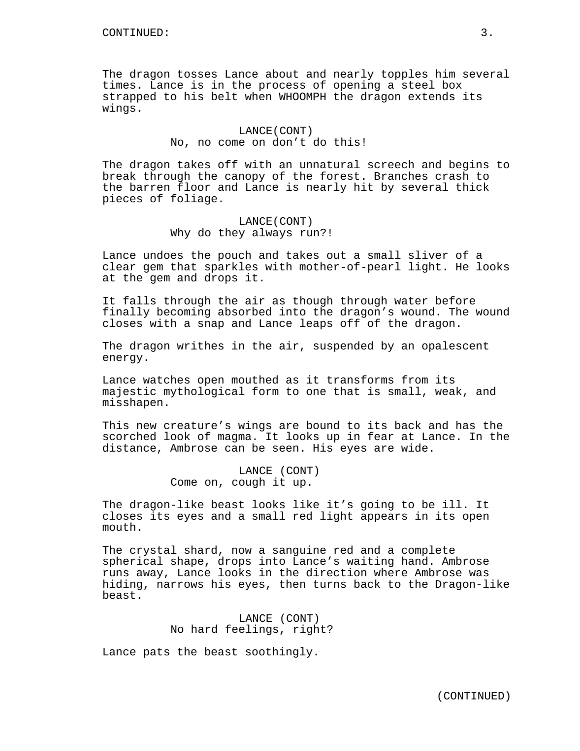CONTINUED:

The dragon tosses Lance about and nearly topples him several times. Lance is in the process of opening a steel box strapped to his belt when WHOOMPH the dragon extends its wings.

LANCE(CONT)
No, no come on don't do this!

The dragon takes off with an unnatural screech and begins to break through the canopy of the forest. Branches crash to the barren floor and Lance is nearly hit by several thick pieces of foliage.

LANCE(CONT)
Why do they always run?!

Lance undoes the pouch and takes out a small sliver of a clear gem that sparkles with mother-of-pearl light. He looks at the gem and drops it.

It falls through the air as though through water before finally becoming absorbed into the dragon's wound. The wound closes with a snap and Lance leaps off of the dragon.

The dragon writhes in the air, suspended by an opalescent energy.

Lance watches open mouthed as it transforms from its majestic mythological form to one that is small, weak, and misshapen.

This new creature's wings are bound to its back and has the scorched look of magma. It looks up in fear at Lance. In the distance, Ambrose can be seen. His eyes are wide.

LANCE (CONT)
Come on, cough it up.

The dragon-like beast looks like it's going to be ill. It closes its eyes and a small red light appears in its open mouth.

The crystal shard, now a sanguine red and a complete spherical shape, drops into Lance's waiting hand. Ambrose runs away, Lance looks in the direction where Ambrose was hiding, narrows his eyes, then turns back to the Dragon-like beast.

LANCE (CONT)
No hard feelings, right?

Lance pats the beast soothingly.

(CONTINUED)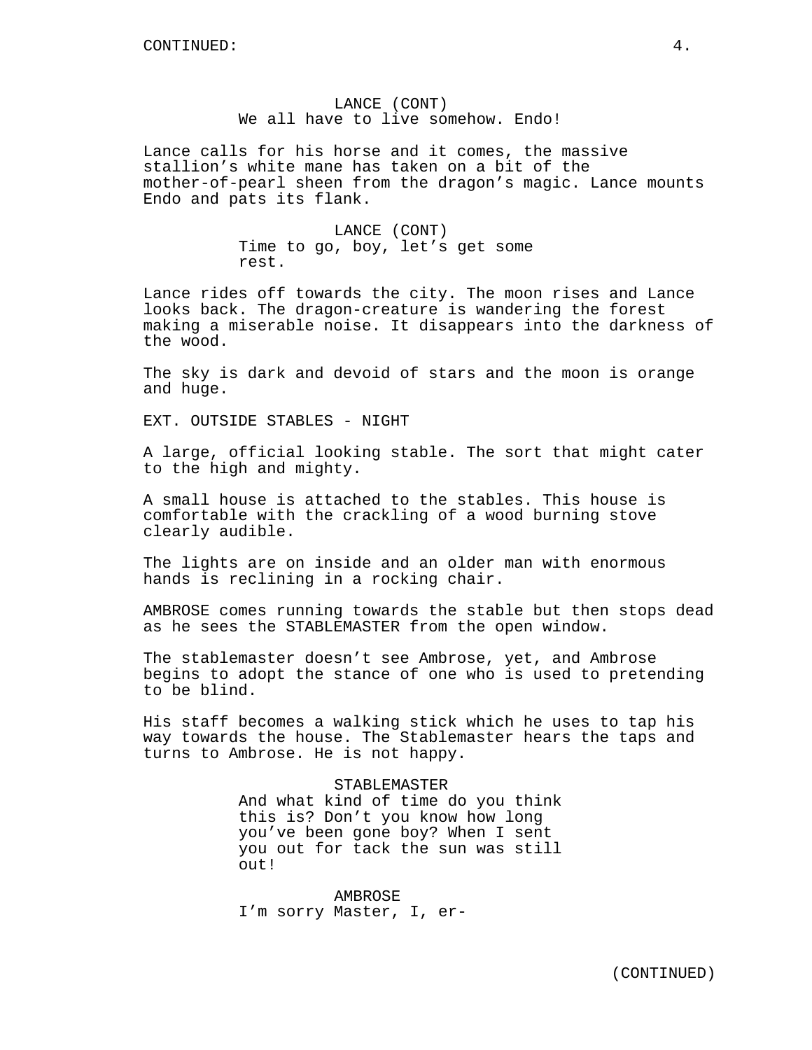LANCE (CONT)
We all have to live somehow. Endo!

Lance calls for his horse and it comes, the massive stallion's white mane has taken on a bit of the mother-of-pearl sheen from the dragon's magic. Lance mounts Endo and pats its flank.

LANCE (CONT)
Time to go, boy, let's get some rest.

Lance rides off towards the city. The moon rises and Lance looks back. The dragon-creature is wandering the forest making a miserable noise. It disappears into the darkness of the wood.

The sky is dark and devoid of stars and the moon is orange and huge.

EXT. OUTSIDE STABLES - NIGHT

A large, official looking stable. The sort that might cater to the high and mighty.

A small house is attached to the stables. This house is comfortable with the crackling of a wood burning stove clearly audible.

The lights are on inside and an older man with enormous hands is reclining in a rocking chair.

AMBROSE comes running towards the stable but then stops dead as he sees the STABLEMASTER from the open window.

The stablemaster doesn't see Ambrose, yet, and Ambrose begins to adopt the stance of one who is used to pretending to be blind.

His staff becomes a walking stick which he uses to tap his way towards the house. The Stablemaster hears the taps and turns to Ambrose. He is not happy.

STABLEMASTER
And what kind of time do you think this is? Don't you know how long you've been gone boy? When I sent you out for tack the sun was still out!

AMBROSE
I'm sorry Master, I, er-

(CONTINUED)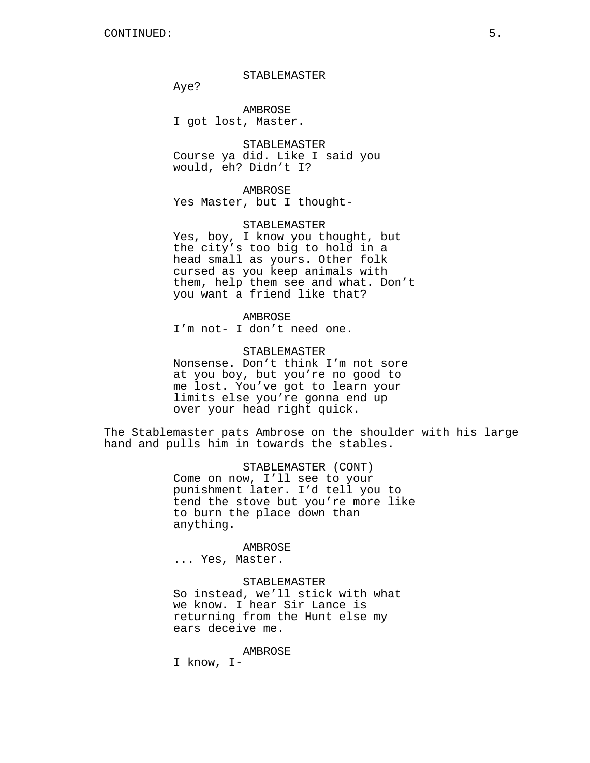CONTINUED:

STABLEMASTER
Aye?

AMBROSE
I got lost, Master.

STABLEMASTER
Course ya did. Like I said you would, eh? Didn't I?

AMBROSE
Yes Master, but I thought-

STABLEMASTER
Yes, boy, I know you thought, but the city's too big to hold in a head small as yours. Other folk cursed as you keep animals with them, help them see and what. Don't you want a friend like that?

AMBROSE
I'm not- I don't need one.

STABLEMASTER
Nonsense. Don't think I'm not sore at you boy, but you're no good to me lost. You've got to learn your limits else you're gonna end up over your head right quick.

The Stablemaster pats Ambrose on the shoulder with his large hand and pulls him in towards the stables.

STABLEMASTER (CONT)
Come on now, I'll see to your punishment later. I'd tell you to tend the stove but you're more like to burn the place down than anything.

AMBROSE
... Yes, Master.

STABLEMASTER
So instead, we'll stick with what we know. I hear Sir Lance is returning from the Hunt else my ears deceive me.

AMBROSE
I know, I-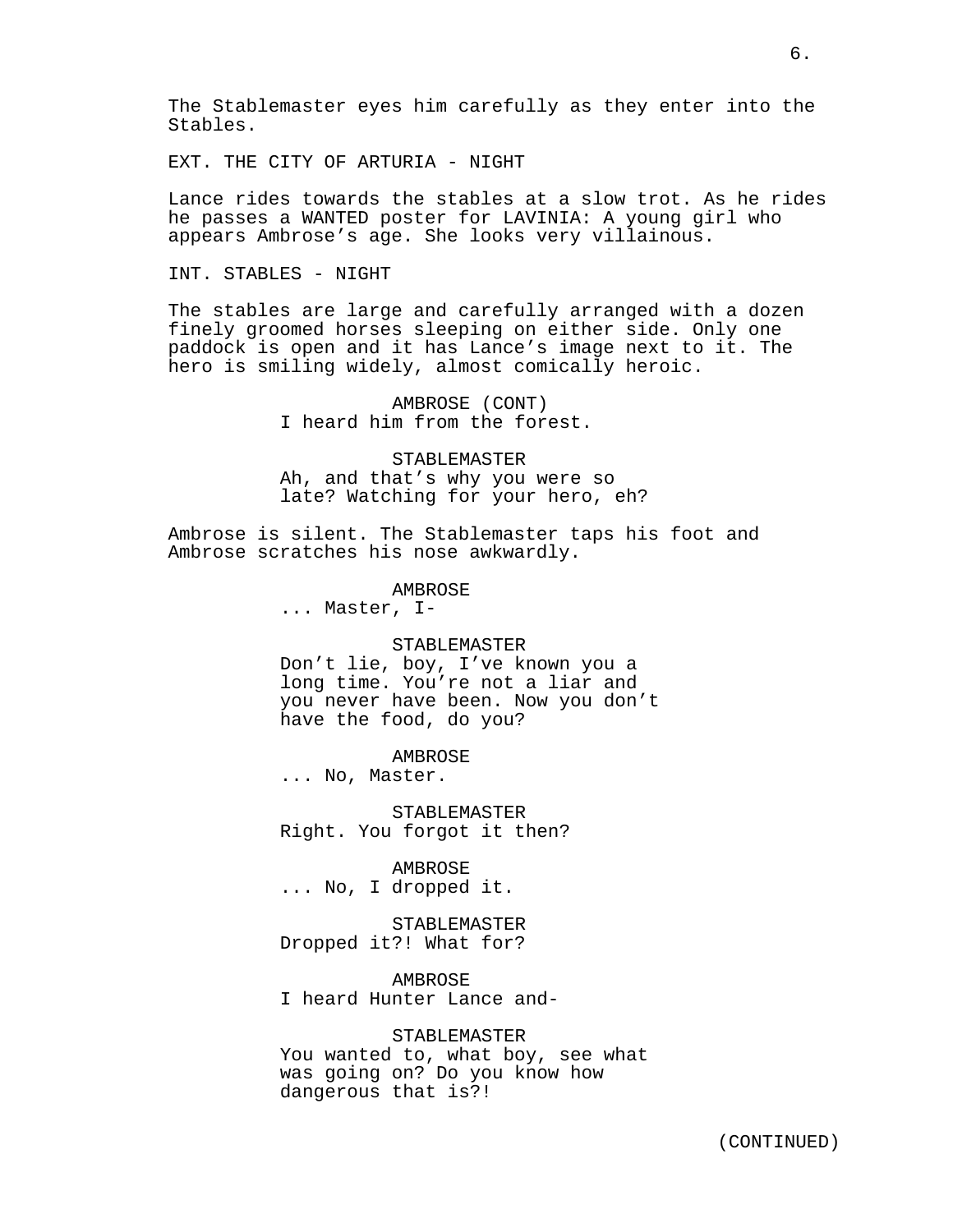The Stablemaster eyes him carefully as they enter into the Stables.

EXT. THE CITY OF ARTURIA - NIGHT

Lance rides towards the stables at a slow trot. As he rides he passes a WANTED poster for LAVINIA: A young girl who appears Ambrose's age. She looks very villainous.

INT. STABLES - NIGHT

The stables are large and carefully arranged with a dozen finely groomed horses sleeping on either side. Only one paddock is open and it has Lance's image next to it. The hero is smiling widely, almost comically heroic.

AMBROSE (CONT)
I heard him from the forest.

STABLEMASTER
Ah, and that's why you were so late? Watching for your hero, eh?

Ambrose is silent. The Stablemaster taps his foot and Ambrose scratches his nose awkwardly.

AMBROSE
... Master, I-

STABLEMASTER
Don't lie, boy, I've known you a long time. You're not a liar and you never have been. Now you don't have the food, do you?

AMBROSE
... No, Master.

STABLEMASTER
Right. You forgot it then?

AMBROSE
... No, I dropped it.

STABLEMASTER
Dropped it?! What for?

AMBROSE
I heard Hunter Lance and-

STABLEMASTER
You wanted to, what boy, see what was going on? Do you know how dangerous that is?!

(CONTINUED)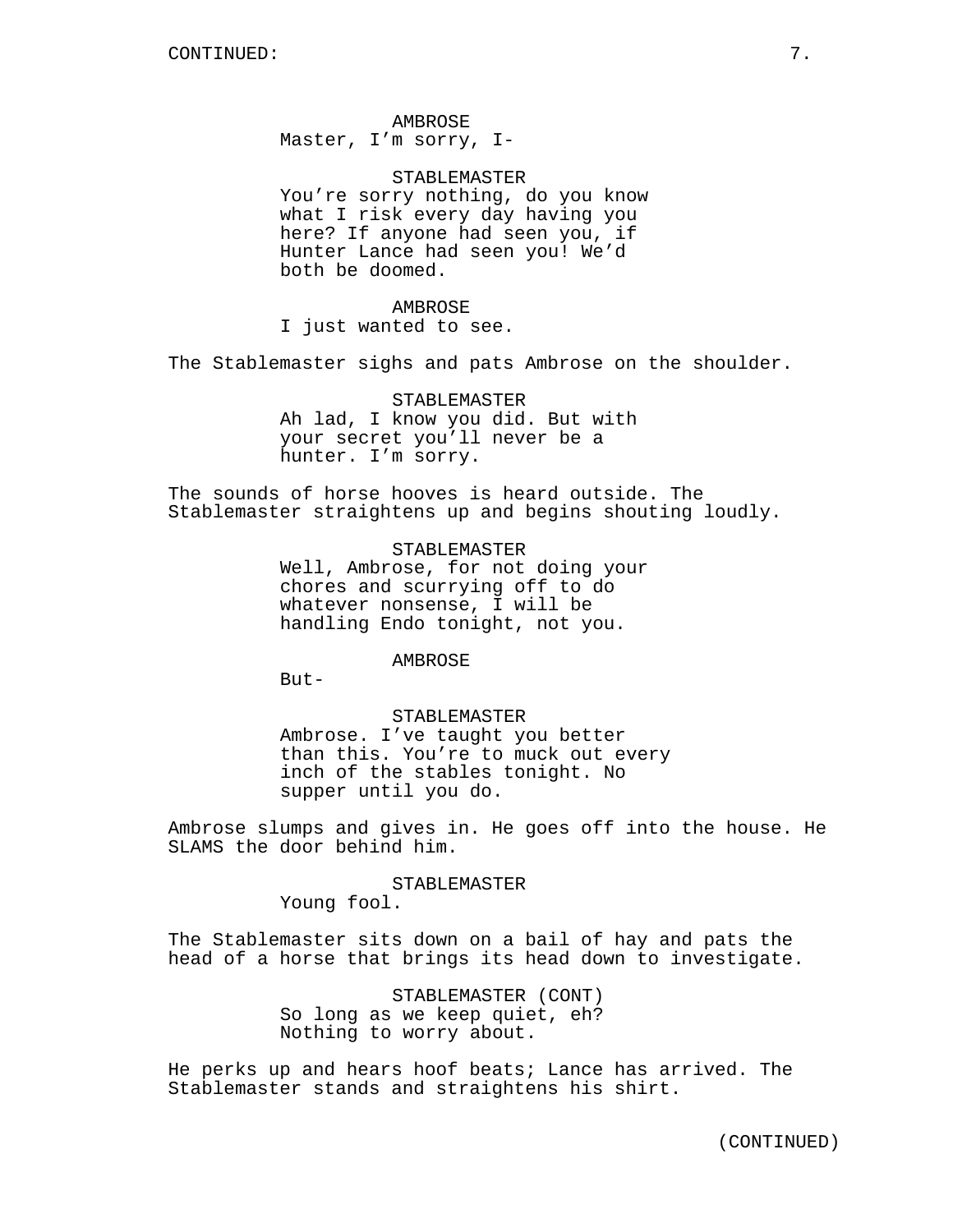CONTINUED:

AMBROSE
Master, I'm sorry, I-

STABLEMASTER
You're sorry nothing, do you know what I risk every day having you here? If anyone had seen you, if Hunter Lance had seen you! We'd both be doomed.

AMBROSE
I just wanted to see.

The Stablemaster sighs and pats Ambrose on the shoulder.

STABLEMASTER
Ah lad, I know you did. But with your secret you'll never be a hunter. I'm sorry.

The sounds of horse hooves is heard outside. The Stablemaster straightens up and begins shouting loudly.

STABLEMASTER
Well, Ambrose, for not doing your chores and scurrying off to do whatever nonsense, I will be handling Endo tonight, not you.

AMBROSE
But-

STABLEMASTER
Ambrose. I've taught you better than this. You're to muck out every inch of the stables tonight. No supper until you do.

Ambrose slumps and gives in. He goes off into the house. He SLAMS the door behind him.

STABLEMASTER
Young fool.

The Stablemaster sits down on a bail of hay and pats the head of a horse that brings its head down to investigate.

STABLEMASTER (CONT)
So long as we keep quiet, eh? Nothing to worry about.

He perks up and hears hoof beats; Lance has arrived. The Stablemaster stands and straightens his shirt.

(CONTINUED)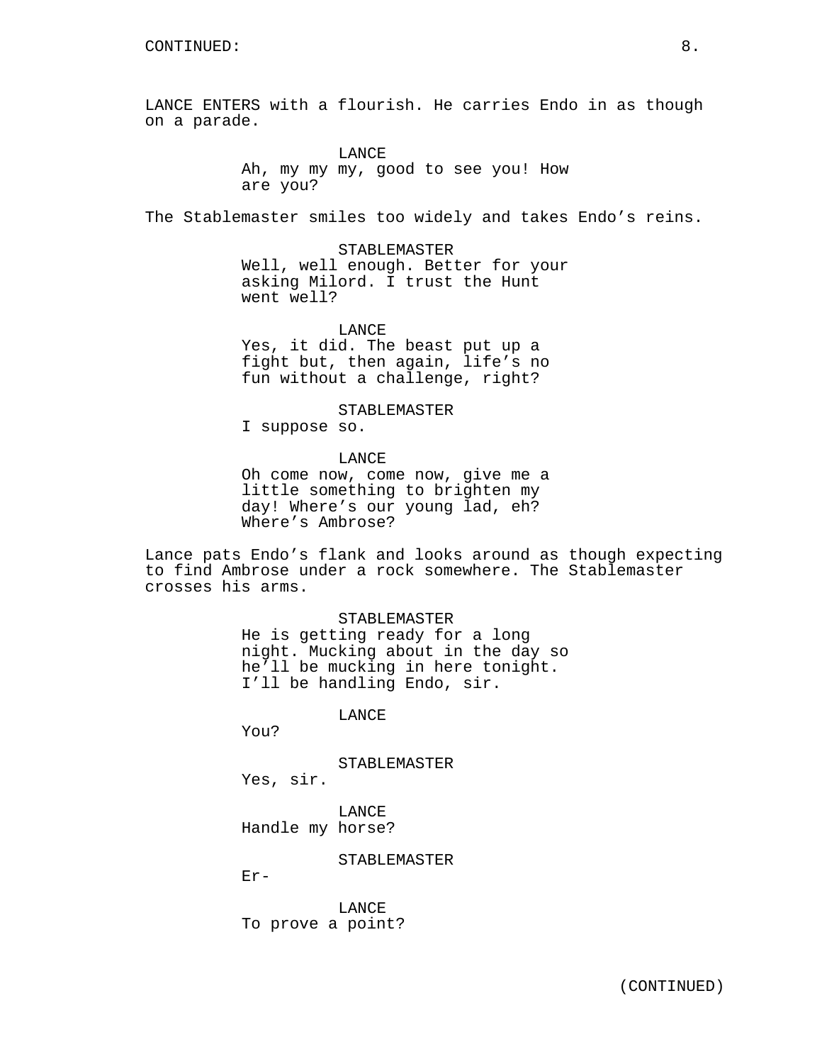CONTINUED:

LANCE ENTERS with a flourish. He carries Endo in as though on a parade.

LANCE
Ah, my my my, good to see you! How are you?

The Stablemaster smiles too widely and takes Endo's reins.

STABLEMASTER
Well, well enough. Better for your asking Milord. I trust the Hunt went well?

LANCE
Yes, it did. The beast put up a fight but, then again, life's no fun without a challenge, right?

STABLEMASTER
I suppose so.

LANCE
Oh come now, come now, give me a little something to brighten my day! Where's our young lad, eh? Where's Ambrose?

Lance pats Endo's flank and looks around as though expecting to find Ambrose under a rock somewhere. The Stablemaster crosses his arms.

STABLEMASTER
He is getting ready for a long night. Mucking about in the day so he'll be mucking in here tonight. I'll be handling Endo, sir.

LANCE
You?

STABLEMASTER
Yes, sir.

LANCE
Handle my horse?

STABLEMASTER
Er-

LANCE
To prove a point?

(CONTINUED)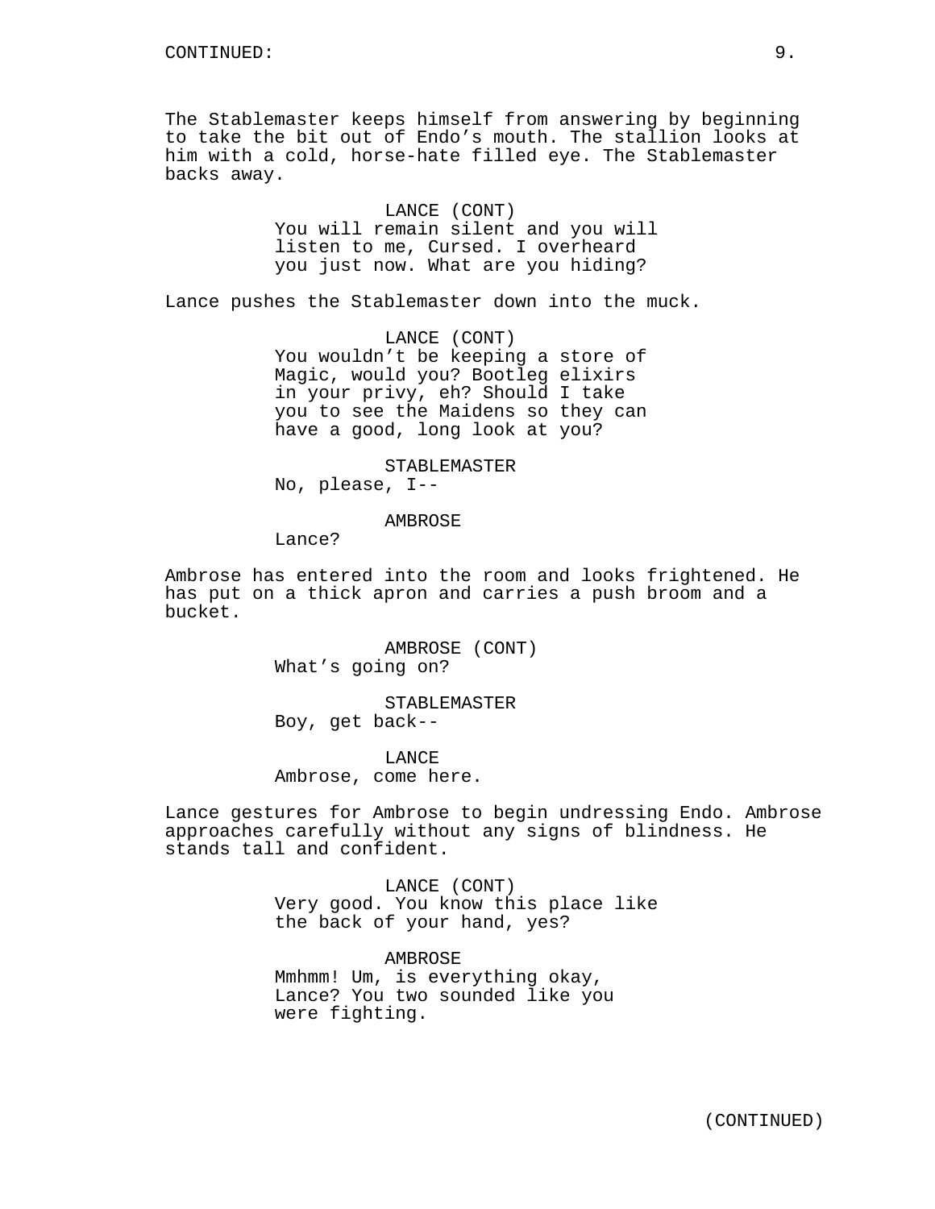CONTINUED:

The Stablemaster keeps himself from answering by beginning to take the bit out of Endo's mouth. The stallion looks at him with a cold, horse-hate filled eye. The Stablemaster backs away.

LANCE (CONT)
You will remain silent and you will listen to me, Cursed. I overheard you just now. What are you hiding?

Lance pushes the Stablemaster down into the muck.

LANCE (CONT)
You wouldn't be keeping a store of Magic, would you? Bootleg elixirs in your privy, eh? Should I take you to see the Maidens so they can have a good, long look at you?

STABLEMASTER
No, please, I--

AMBROSE
Lance?

Ambrose has entered into the room and looks frightened. He has put on a thick apron and carries a push broom and a bucket.

AMBROSE (CONT)
What's going on?

STABLEMASTER
Boy, get back--

LANCE
Ambrose, come here.

Lance gestures for Ambrose to begin undressing Endo. Ambrose approaches carefully without any signs of blindness. He stands tall and confident.

LANCE (CONT)
Very good. You know this place like the back of your hand, yes?

AMBROSE
Mmhmm! Um, is everything okay, Lance? You two sounded like you were fighting.

(CONTINUED)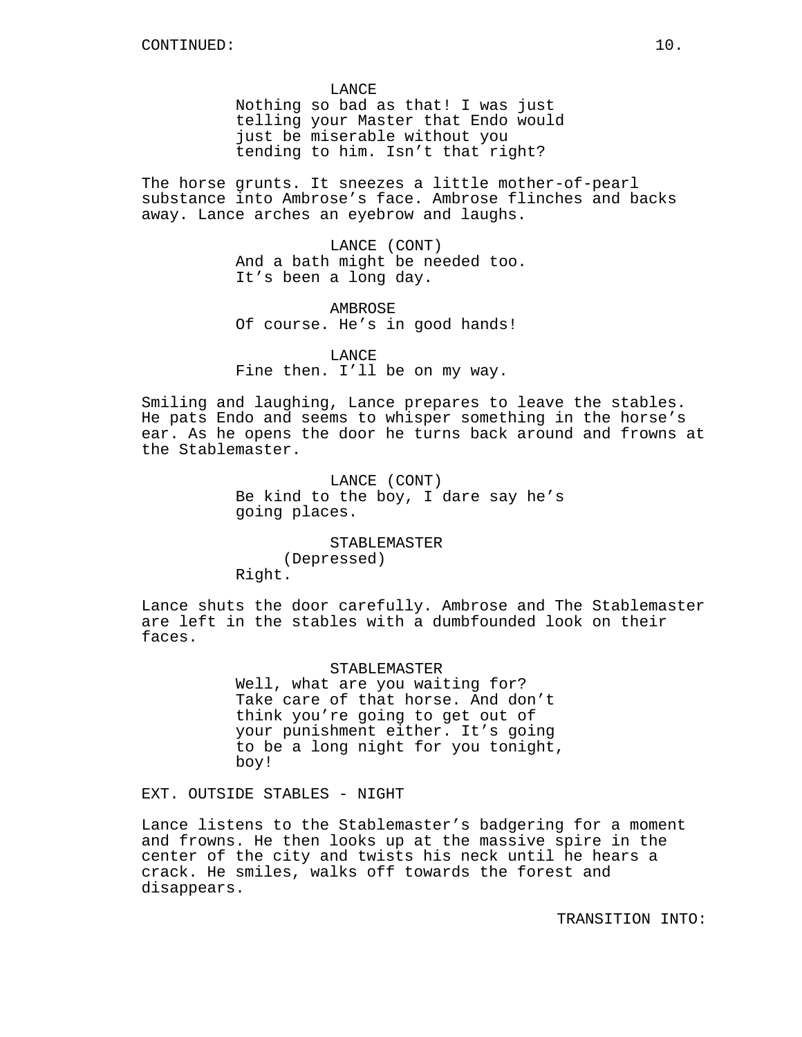CONTINUED:

LANCE
Nothing so bad as that! I was just telling your Master that Endo would just be miserable without you tending to him. Isn't that right?

The horse grunts. It sneezes a little mother-of-pearl substance into Ambrose's face. Ambrose flinches and backs away. Lance arches an eyebrow and laughs.

LANCE (CONT)
And a bath might be needed too. It's been a long day.

AMBROSE
Of course. He's in good hands!

LANCE
Fine then. I'll be on my way.

Smiling and laughing, Lance prepares to leave the stables. He pats Endo and seems to whisper something in the horse's ear. As he opens the door he turns back around and frowns at the Stablemaster.

LANCE (CONT)
Be kind to the boy, I dare say he's going places.

STABLEMASTER
(Depressed)
Right.

Lance shuts the door carefully. Ambrose and The Stablemaster are left in the stables with a dumbfounded look on their faces.

STABLEMASTER
Well, what are you waiting for? Take care of that horse. And don't think you're going to get out of your punishment either. It's going to be a long night for you tonight, boy!

EXT. OUTSIDE STABLES - NIGHT

Lance listens to the Stablemaster's badgering for a moment and frowns. He then looks up at the massive spire in the center of the city and twists his neck until he hears a crack. He smiles, walks off towards the forest and disappears.

TRANSITION INTO: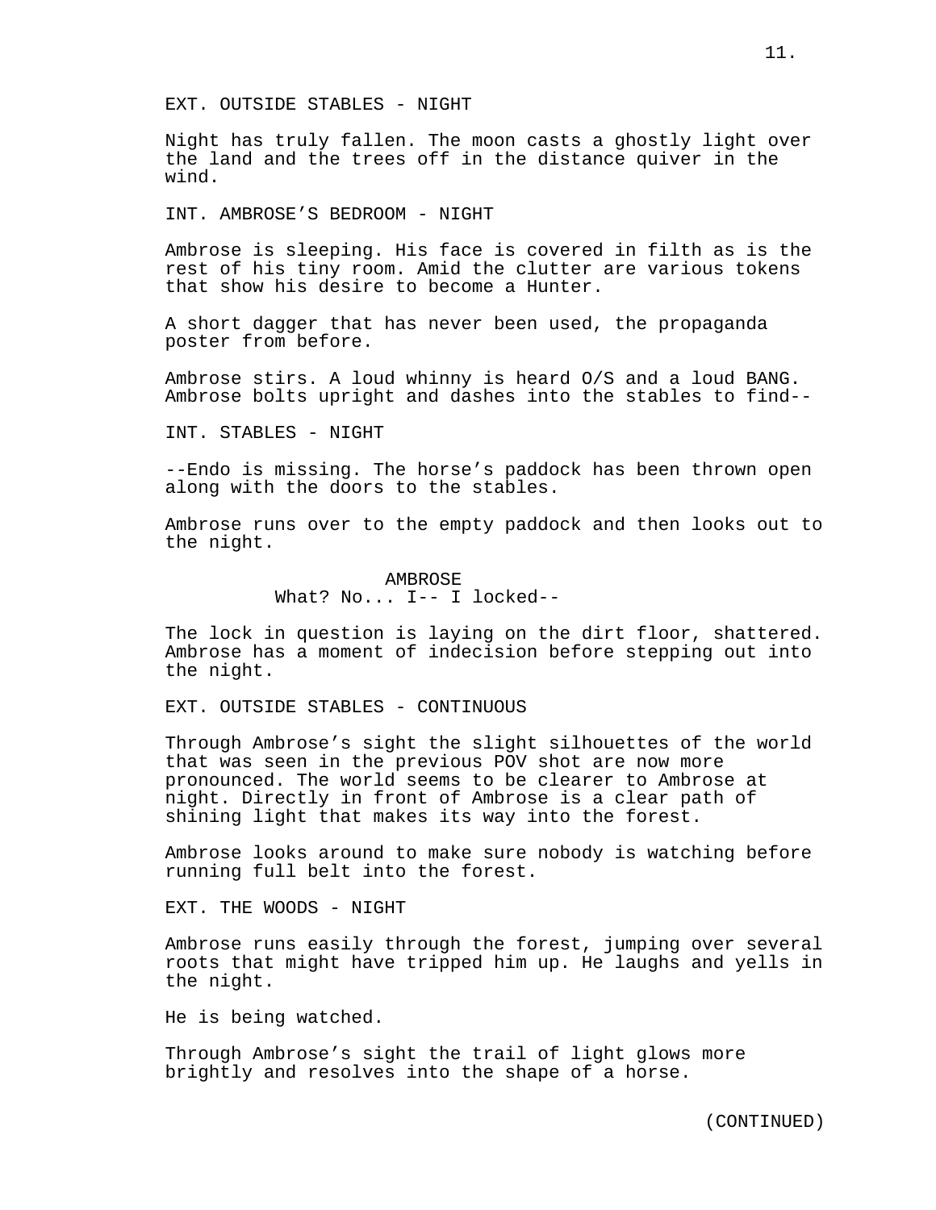EXT. OUTSIDE STABLES - NIGHT

Night has truly fallen. The moon casts a ghostly light over the land and the trees off in the distance quiver in the wind.

INT. AMBROSE'S BEDROOM - NIGHT

Ambrose is sleeping. His face is covered in filth as is the rest of his tiny room. Amid the clutter are various tokens that show his desire to become a Hunter.

A short dagger that has never been used, the propaganda poster from before.

Ambrose stirs. A loud whinny is heard O/S and a loud BANG. Ambrose bolts upright and dashes into the stables to find--

INT. STABLES - NIGHT

--Endo is missing. The horse's paddock has been thrown open along with the doors to the stables.

Ambrose runs over to the empty paddock and then looks out to the night.

AMBROSE
What? No... I-- I locked--

The lock in question is laying on the dirt floor, shattered. Ambrose has a moment of indecision before stepping out into the night.

EXT. OUTSIDE STABLES - CONTINUOUS

Through Ambrose's sight the slight silhouettes of the world that was seen in the previous POV shot are now more pronounced. The world seems to be clearer to Ambrose at night. Directly in front of Ambrose is a clear path of shining light that makes its way into the forest.

Ambrose looks around to make sure nobody is watching before running full belt into the forest.

EXT. THE WOODS - NIGHT

Ambrose runs easily through the forest, jumping over several roots that might have tripped him up. He laughs and yells in the night.

He is being watched.

Through Ambrose's sight the trail of light glows more brightly and resolves into the shape of a horse.

(CONTINUED)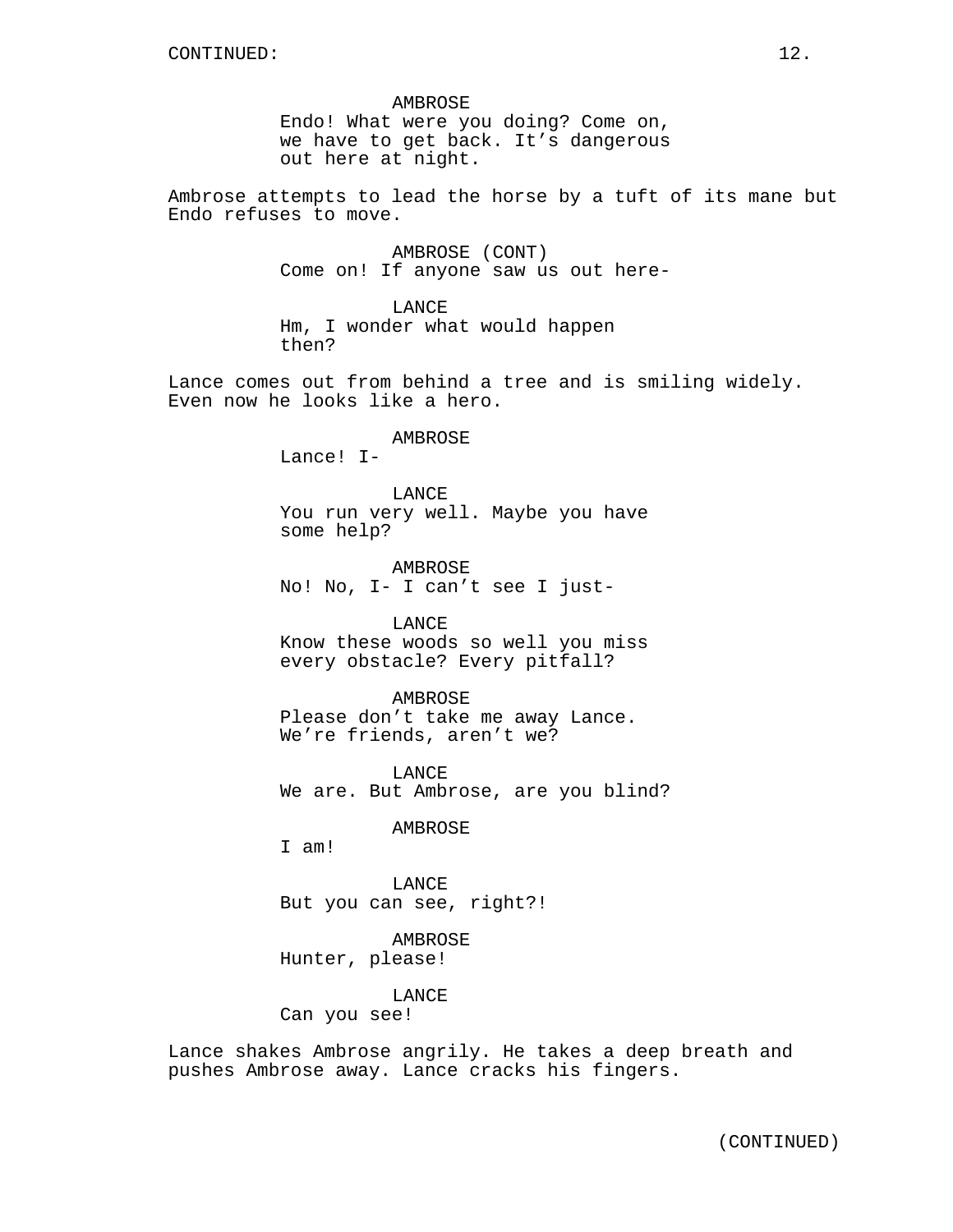CONTINUED:

AMBROSE
Endo! What were you doing? Come on, we have to get back. It’s dangerous out here at night.

Ambrose attempts to lead the horse by a tuft of its mane but Endo refuses to move.

AMBROSE (CONT)
Come on! If anyone saw us out here-

LANCE
Hm, I wonder what would happen then?

Lance comes out from behind a tree and is smiling widely. Even now he looks like a hero.

AMBROSE
Lance! I-

LANCE
You run very well. Maybe you have some help?

AMBROSE
No! No, I- I can’t see I just-

LANCE
Know these woods so well you miss every obstacle? Every pitfall?

AMBROSE
Please don’t take me away Lance. We’re friends, aren’t we?

LANCE
We are. But Ambrose, are you blind?

AMBROSE
I am!

LANCE
But you can see, right?!

AMBROSE
Hunter, please!

LANCE
Can you see!

Lance shakes Ambrose angrily. He takes a deep breath and pushes Ambrose away. Lance cracks his fingers.

(CONTINUED)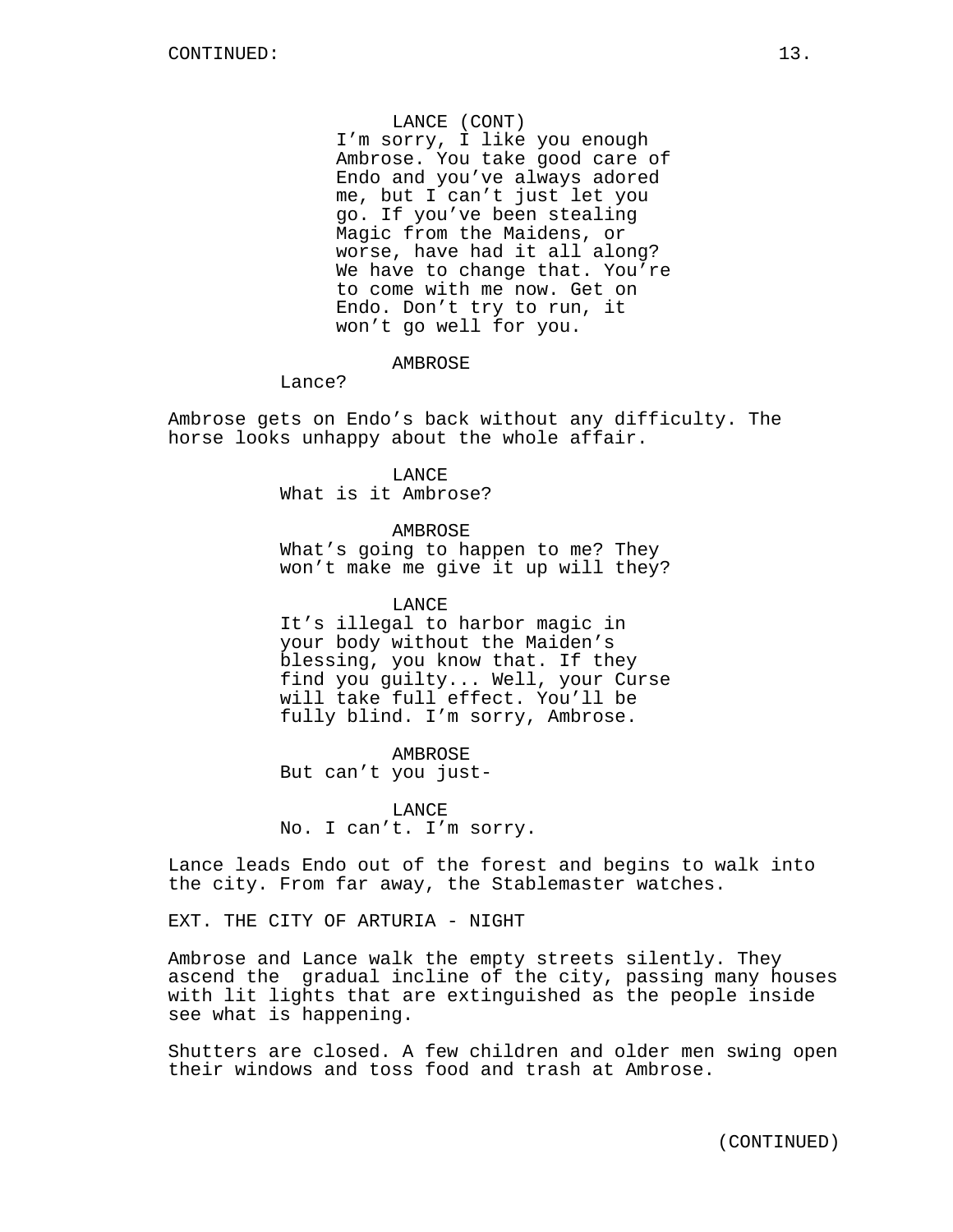LANCE (CONT)
I’m sorry, I like you enough Ambrose. You take good care of Endo and you’ve always adored me, but I can’t just let you go. If you’ve been stealing Magic from the Maidens, or worse, have had it all along? We have to change that. You’re to come with me now. Get on Endo. Don’t try to run, it won’t go well for you.

AMBROSE
Lance?

Ambrose gets on Endo’s back without any difficulty. The horse looks unhappy about the whole affair.

LANCE
What is it Ambrose?

AMBROSE
What’s going to happen to me? They won’t make me give it up will they?

LANCE
It’s illegal to harbor magic in your body without the Maiden’s blessing, you know that. If they find you guilty... Well, your Curse will take full effect. You’ll be fully blind. I’m sorry, Ambrose.

AMBROSE
But can’t you just-

LANCE
No. I can’t. I’m sorry.

Lance leads Endo out of the forest and begins to walk into the city. From far away, the Stablemaster watches.

EXT. THE CITY OF ARTURIA - NIGHT

Ambrose and Lance walk the empty streets silently. They ascend the gradual incline of the city, passing many houses with lit lights that are extinguished as the people inside see what is happening.

Shutters are closed. A few children and older men swing open their windows and toss food and trash at Ambrose.

(CONTINUED)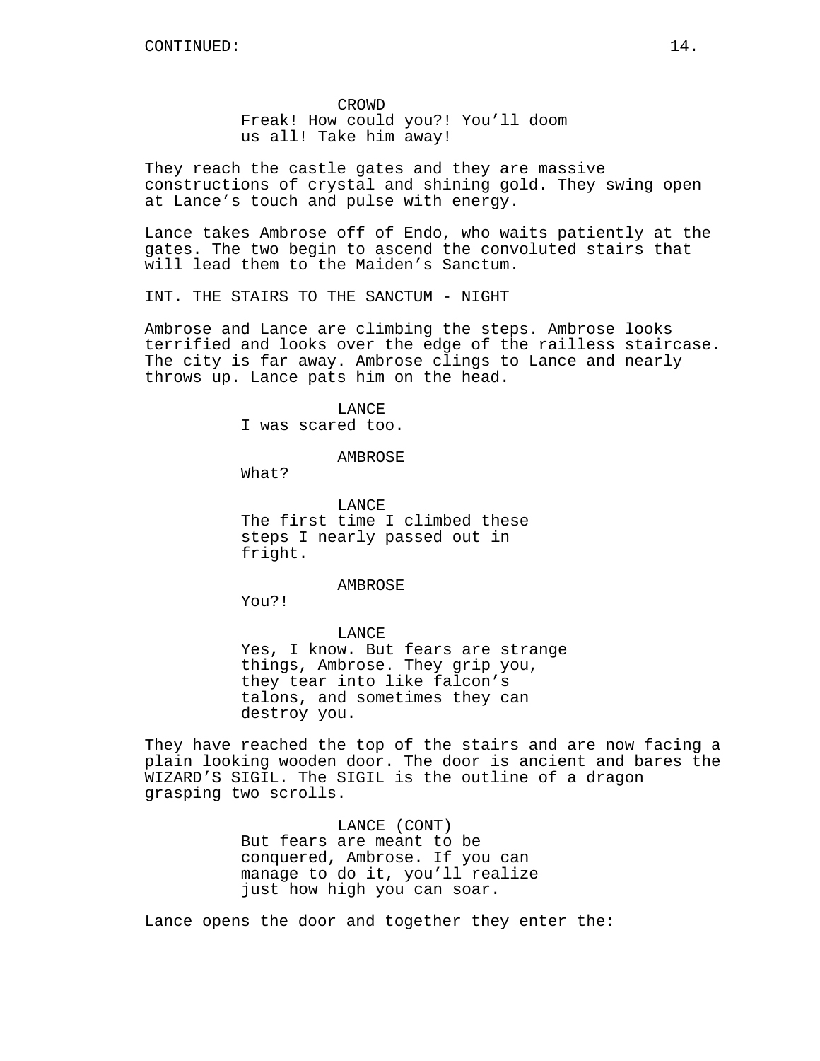CONTINUED:

CROWD
Freak! How could you?! You'll doom us all! Take him away!

They reach the castle gates and they are massive constructions of crystal and shining gold. They swing open at Lance's touch and pulse with energy.

Lance takes Ambrose off of Endo, who waits patiently at the gates. The two begin to ascend the convoluted stairs that will lead them to the Maiden's Sanctum.

INT. THE STAIRS TO THE SANCTUM - NIGHT

Ambrose and Lance are climbing the steps. Ambrose looks terrified and looks over the edge of the railless staircase. The city is far away. Ambrose clings to Lance and nearly throws up. Lance pats him on the head.

LANCE
I was scared too.

AMBROSE
What?

LANCE
The first time I climbed these steps I nearly passed out in fright.

AMBROSE
You?!

LANCE
Yes, I know. But fears are strange things, Ambrose. They grip you, they tear into like falcon's talons, and sometimes they can destroy you.

They have reached the top of the stairs and are now facing a plain looking wooden door. The door is ancient and bares the WIZARD'S SIGIL. The SIGIL is the outline of a dragon grasping two scrolls.

LANCE (CONT)
But fears are meant to be conquered, Ambrose. If you can manage to do it, you'll realize just how high you can soar.

Lance opens the door and together they enter the: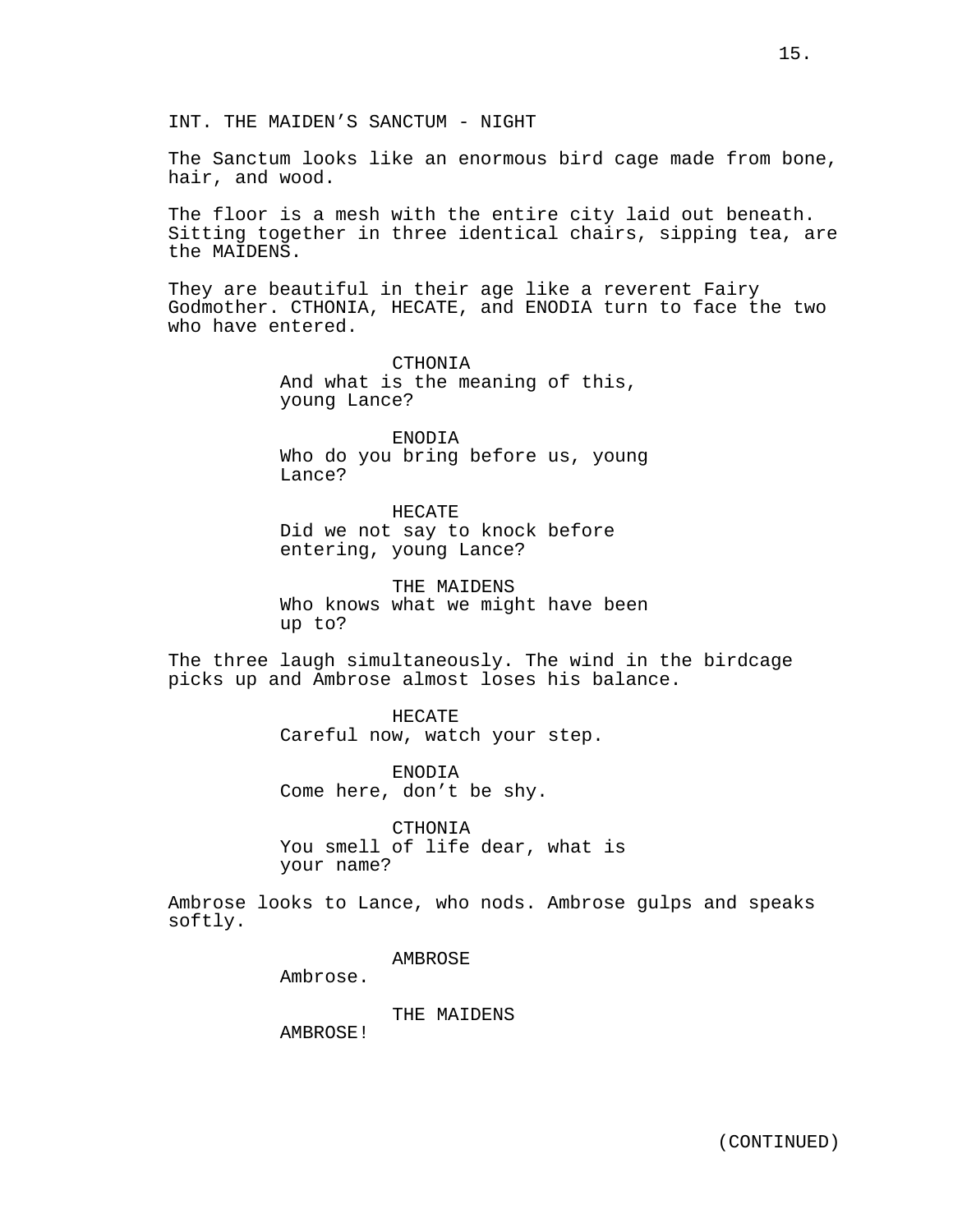INT. THE MAIDEN’S SANCTUM - NIGHT

The Sanctum looks like an enormous bird cage made from bone, hair, and wood.

The floor is a mesh with the entire city laid out beneath. Sitting together in three identical chairs, sipping tea, are the MAIDENS.

They are beautiful in their age like a reverent Fairy Godmother. CTHONIA, HECATE, and ENODIA turn to face the two who have entered.

CTHONIA
And what is the meaning of this, young Lance?

ENODIA
Who do you bring before us, young Lance?

HECATE
Did we not say to knock before entering, young Lance?

THE MAIDENS
Who knows what we might have been up to?

The three laugh simultaneously. The wind in the birdcage picks up and Ambrose almost loses his balance.

HECATE
Careful now, watch your step.

ENODIA
Come here, don’t be shy.

CTHONIA
You smell of life dear, what is your name?

Ambrose looks to Lance, who nods. Ambrose gulps and speaks softly.

AMBROSE
Ambrose.

THE MAIDENS
AMBROSE!

(CONTINUED)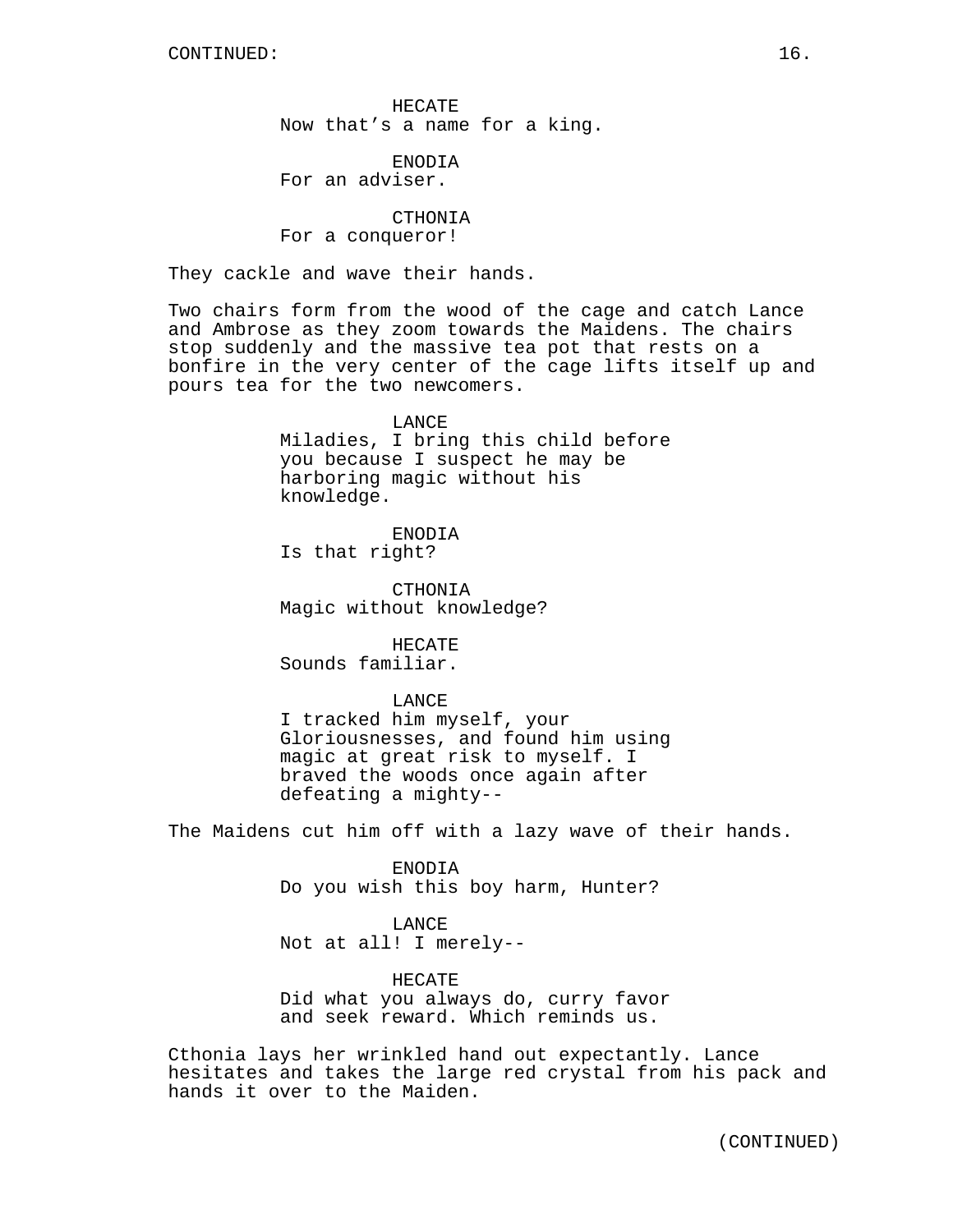CONTINUED:

HECATE
Now that's a name for a king.

ENODIA
For an adviser.

CTHONIA
For a conqueror!

They cackle and wave their hands.

Two chairs form from the wood of the cage and catch Lance and Ambrose as they zoom towards the Maidens. The chairs stop suddenly and the massive tea pot that rests on a bonfire in the very center of the cage lifts itself up and pours tea for the two newcomers.

LANCE
Miladies, I bring this child before you because I suspect he may be harboring magic without his knowledge.

ENODIA
Is that right?

CTHONIA
Magic without knowledge?

HECATE
Sounds familiar.

LANCE
I tracked him myself, your Gloriousnesses, and found him using magic at great risk to myself. I braved the woods once again after defeating a mighty--

The Maidens cut him off with a lazy wave of their hands.

ENODIA
Do you wish this boy harm, Hunter?

LANCE
Not at all! I merely--

HECATE
Did what you always do, curry favor and seek reward. Which reminds us.

Cthonia lays her wrinkled hand out expectantly. Lance hesitates and takes the large red crystal from his pack and hands it over to the Maiden.

(CONTINUED)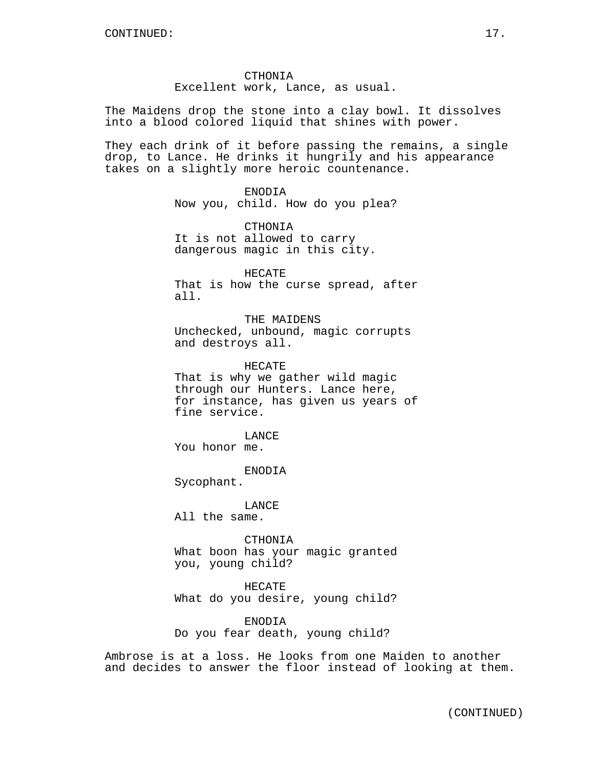CTHONIA
Excellent work, Lance, as usual.

The Maidens drop the stone into a clay bowl. It dissolves into a blood colored liquid that shines with power.

They each drink of it before passing the remains, a single drop, to Lance. He drinks it hungrily and his appearance takes on a slightly more heroic countenance.

ENODIA
Now you, child. How do you plea?

CTHONIA
It is not allowed to carry dangerous magic in this city.

HECATE
That is how the curse spread, after all.

THE MAIDENS
Unchecked, unbound, magic corrupts and destroys all.

HECATE
That is why we gather wild magic through our Hunters. Lance here, for instance, has given us years of fine service.

LANCE
You honor me.

ENODIA
Sycophant.

LANCE
All the same.

CTHONIA
What boon has your magic granted you, young child?

HECATE
What do you desire, young child?

ENODIA
Do you fear death, young child?

Ambrose is at a loss. He looks from one Maiden to another and decides to answer the floor instead of looking at them.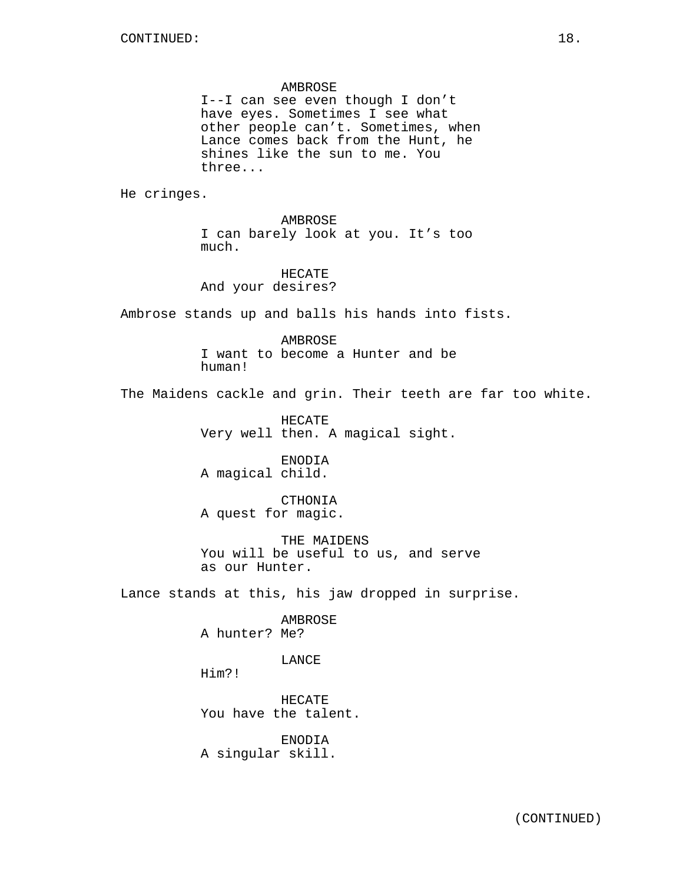AMBROSE
I--I can see even though I don't have eyes. Sometimes I see what other people can't. Sometimes, when Lance comes back from the Hunt, he shines like the sun to me. You three...

He cringes.

AMBROSE
I can barely look at you. It's too much.

HECATE
And your desires?

Ambrose stands up and balls his hands into fists.

AMBROSE
I want to become a Hunter and be human!

The Maidens cackle and grin. Their teeth are far too white.

HECATE
Very well then. A magical sight.

ENODIA
A magical child.

CTHONIA
A quest for magic.

THE MAIDENS
You will be useful to us, and serve as our Hunter.

Lance stands at this, his jaw dropped in surprise.

AMBROSE
A hunter? Me?

LANCE
Him?!

HECATE
You have the talent.

ENODIA
A singular skill.

(CONTINUED)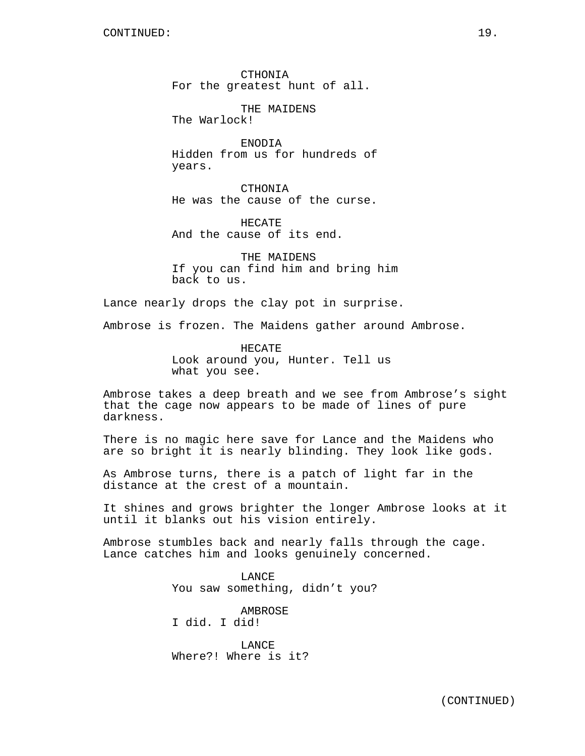CTHONIA
For the greatest hunt of all.

THE MAIDENS
The Warlock!

ENODIA
Hidden from us for hundreds of years.

CTHONIA
He was the cause of the curse.

HECATE
And the cause of its end.

THE MAIDENS
If you can find him and bring him back to us.

Lance nearly drops the clay pot in surprise.

Ambrose is frozen. The Maidens gather around Ambrose.

HECATE
Look around you, Hunter. Tell us what you see.

Ambrose takes a deep breath and we see from Ambrose's sight that the cage now appears to be made of lines of pure darkness.

There is no magic here save for Lance and the Maidens who are so bright it is nearly blinding. They look like gods.

As Ambrose turns, there is a patch of light far in the distance at the crest of a mountain.

It shines and grows brighter the longer Ambrose looks at it until it blanks out his vision entirely.

Ambrose stumbles back and nearly falls through the cage. Lance catches him and looks genuinely concerned.

LANCE
You saw something, didn't you?

AMBROSE
I did. I did!

LANCE
Where?! Where is it?

(CONTINUED)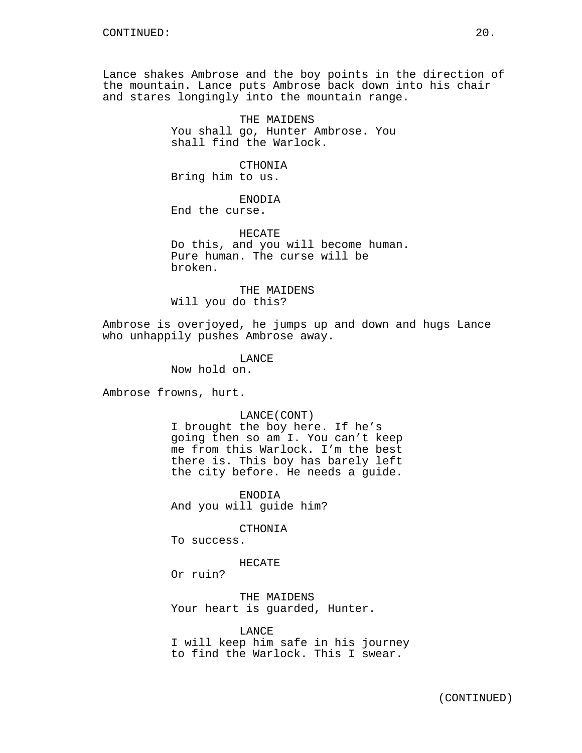CONTINUED:

Lance shakes Ambrose and the boy points in the direction of the mountain. Lance puts Ambrose back down into his chair and stares longingly into the mountain range.

THE MAIDENS
You shall go, Hunter Ambrose. You shall find the Warlock.

CTHONIA
Bring him to us.

ENODIA
End the curse.

HECATE
Do this, and you will become human. Pure human. The curse will be broken.

THE MAIDENS
Will you do this?

Ambrose is overjoyed, he jumps up and down and hugs Lance who unhappily pushes Ambrose away.

LANCE
Now hold on.

Ambrose frowns, hurt.

LANCE(CONT)
I brought the boy here. If he's going then so am I. You can't keep me from this Warlock. I'm the best there is. This boy has barely left the city before. He needs a guide.

ENODIA
And you will guide him?

CTHONIA
To success.

HECATE
Or ruin?

THE MAIDENS
Your heart is guarded, Hunter.

LANCE
I will keep him safe in his journey to find the Warlock. This I swear.

(CONTINUED)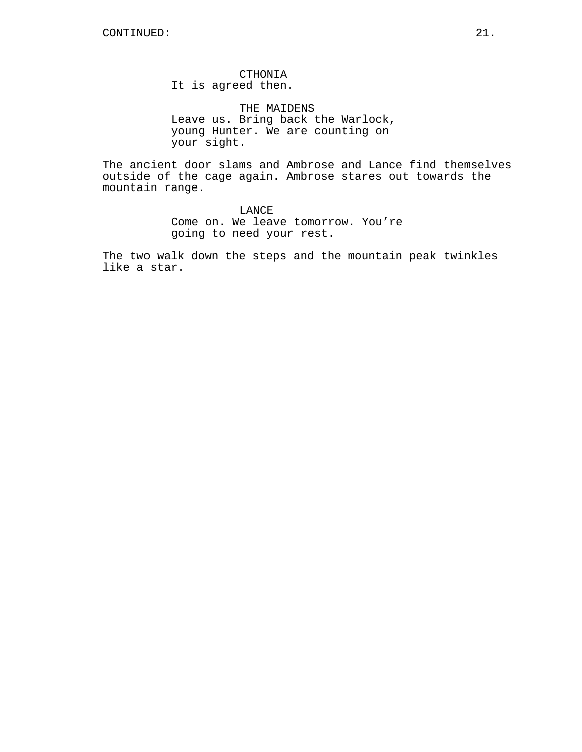CONTINUED:

CTHONIA
It is agreed then.

THE MAIDENS
Leave us. Bring back the Warlock, young Hunter. We are counting on your sight.

The ancient door slams and Ambrose and Lance find themselves outside of the cage again. Ambrose stares out towards the mountain range.

LANCE
Come on. We leave tomorrow. You’re going to need your rest.

The two walk down the steps and the mountain peak twinkles like a star.